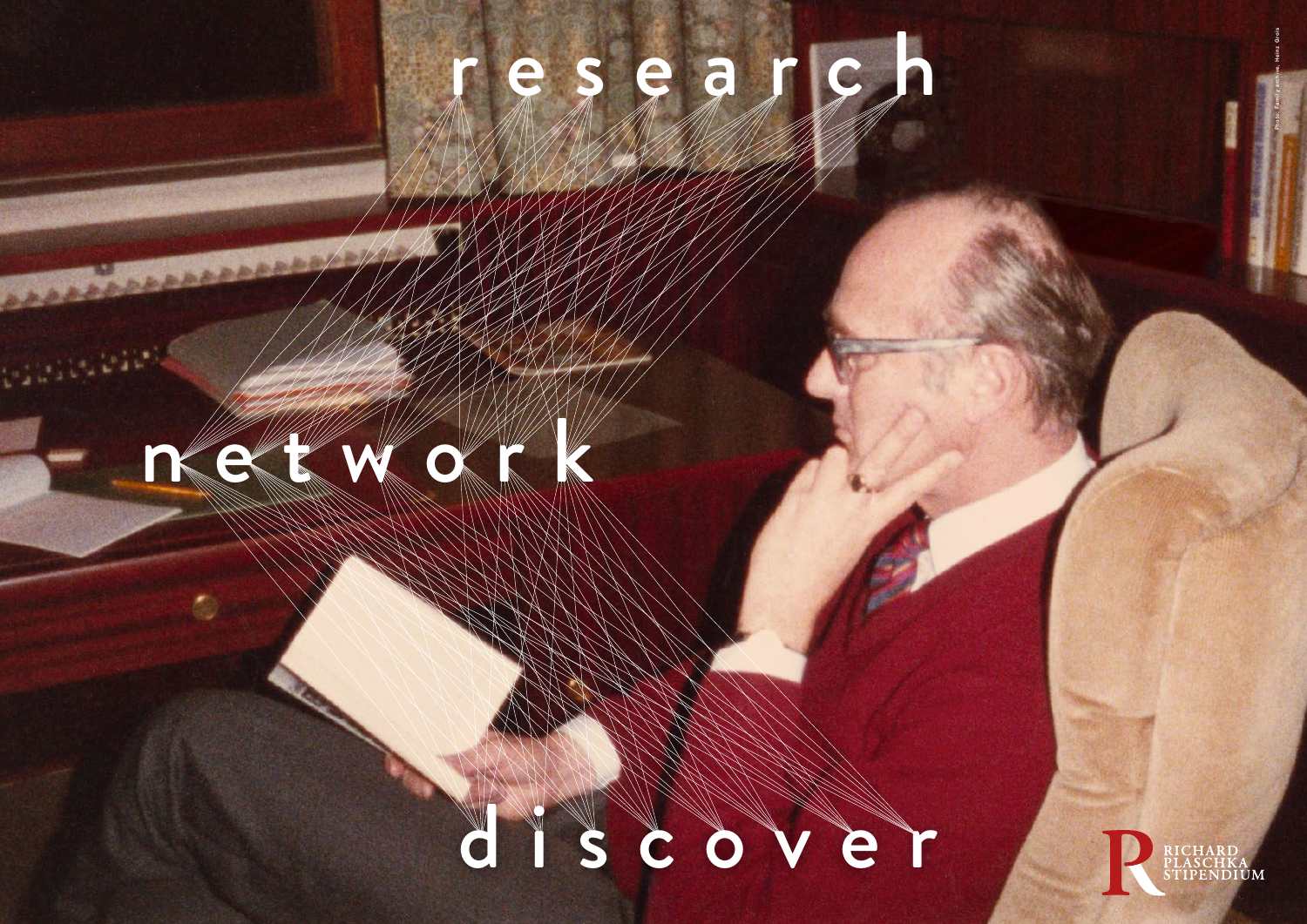research

network

discover

Photo: Family archive, Heinz Grois

RICHARD PLASCHKA STIPENDIUM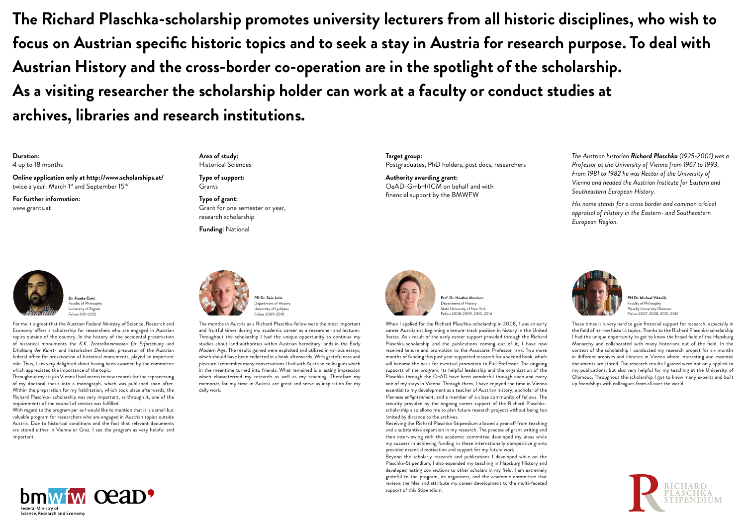# The Richard Plaschka-scholarship promotes university lecturers from all historic disciplines, who wish to focus on Austrian specific historic topics and to seek a stay in Austria for research purpose. To deal with Austrian History and the cross-border co-operation are in the spotlight of the scholarship. As a visiting researcher the scholarship holder can work at a faculty or conduct studies at archives, libraries and research institutions.

**Duration:**
4 up to 18 months

**Online application only at http://www.scholarships.at/**
twice a year: March 1st and September 15th

**For further information:**
www.grants.at

**Area of study:**
Historical Sciences

**Type of support:**
Grants

**Type of grant:**
Grant for one semester or year, research scholarship

**Funding:** National

**Target group:**
Postgraduates, PhD holders, post docs, researchers

**Authority awarding grant:**
OeAD-GmbH/ICM on behalf and with financial support by the BMWFW

*The Austrian historian* ***Richard Plaschka*** *(1925-2001) was a Professor at the University of Vienna from 1967 to 1993. From 1981 to 1982 he was Rector of the University of Vienna and headed the Austrian Institute for Eastern and Southeastern European History.*

*His name stands for a cross border and common critical appraisal of History in the Eastern- and Southeastern European Region.*

**Dr. Franko Ćorić**
Faculty of Philosophy
University of Zagreb
Fellow 2011-2012

For me it is great that the Austrian Federal Ministry of Science, Research and Economy offers a scholarship for researchers who are engaged in Austrian topics outside of the country. In the history of the occidental preservation of historical monuments the *K.K. Zentralkommission für Erforschung und Erhaltung der Kunst- und historischen Denkmale*, precursor of the Austrian federal office for preservation of historical monuments, played an important role. Thus, I am very delighted about having been awarded by the committee which appreciated the importance of the topic.

Throughout my stay in Vienna I had access to new records for the reprocessing of my doctoral thesis into a monograph, which was published soon after. Within the preparation for my habilitation, which took place afterwards, the Richard Plaschka- scholarship was very important, as through it, one of the requirements of the council of rectors was fulfilled.

With regard to the program per se I would like to mention that it is a small but valuable program for researchers who are engaged in Austrian topics outside Austria. Due to historical conditions and the fact that relevant documents are stored either in Vienna or Graz, I see the program as very helpful and important.

**PD Dr. Sašo Jerše**
Department of History
University of Ljubljana
Fellow 2009-2010

The months in Austria as a Richard Plaschka-fellow were the most important and fruitful times during my academic career as a researcher and lecturer. Throughout the scholarship I had the unique opportunity to continue my studies about land authorities within Austrian hereditary lands in the Early Modern Age. The results gained were exploited and utilized in various essays, which should have been collected in a book afterwards. With gratefulness and pleasure I remember many conversations I had with Austrian colleagues which in the meantime turned into friends. What remained is a lasting impression which characterized my research as well as my teaching. Therefore my memories for my time in Austria are great and serve as inspiration for my daily work.

**Prof. Dr. Heather Morrison**
Department of History
State University of New York
Fellow 2008-2009, 2010, 2014

When I applied for the Richard Plaschka-scholarship in 2008, I was an early career Austrianist beginning a tenure-track position in history in the United States. As a result of the early career support provided through the Richard Plaschka-scholarship and the publications coming out of it, I have now received tenure and promotion to the Associate Professor rank. Two more months of funding this past year supported research for a second book, which will become the basis for eventual promotion to Full Professor. The ongoing supports of the program, its helpful leadership and the organization of the Plaschka through the OeAD have been wonderful through each and every one of my stays in Vienna. Through them, I have enjoyed the time in Vienna essential to my development as a teacher of Austrian history, a scholar of the *Viennese enlightenment*, and a member of a close community of fellows. The security provided by the ongoing career support of the Richard Plaschka-scholarship also allows me to plan future research projects without being too limited by distance to the archives.

Receiving the Richard Plaschka-Stipendium allowed a year off from teaching and a substantive expansion in my research. The process of grant writing and then interviewing with the academic committee developed my ideas while my success in achieving funding in these internationally competitive grants provided essential motivation and support for my future work.

Beyond the scholarly research and publications I developed while on the Plaschka-Stipendium, I also expanded my teaching in Hapsburg History and developed lasting connections to other scholars in my field. I am extremely grateful to the program, its organizers, and the academic committee that reviews the files and attribute my career development to the multi-faceted support of this Stipendium.

**PH Dr. Michael Viktořík**
Faculty of Philosophy
Palacký University Olomouc
Fellow 2007-2008, 2010, 2012

These times it is very hard to gain financial support for research; especially in the field of narrow historic topics. Thanks to the Richard Plaschka-scholarship I had the unique opportunity to get to know the broad field of the Hapsburg Monarchy and collaborated with many historians out of the field. In the context of the scholarship I conducted my research project for six months in different archives and libraries in Vienna where interesting and essential documents are stored. The research results I gained were not only applied to my publications, but also very helpful for my teaching at the University of Olomouc. Throughout the scholarship I got to know many experts and built up friendships with colleagues from all over the world.

bmwfw oead
Federal Ministry of Science, Research and Economy

RICHARD PLASCHKA STIPENDIUM